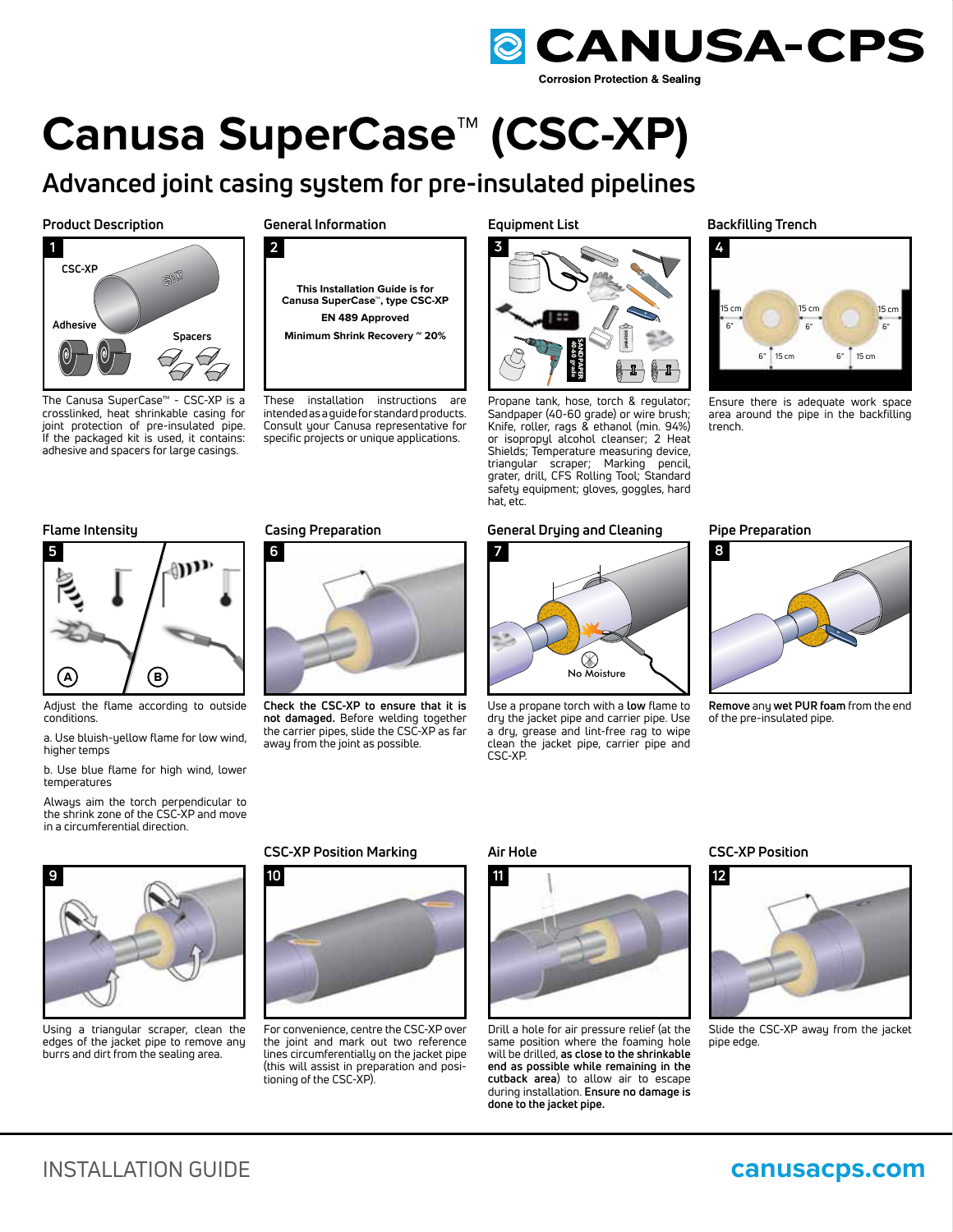CANUSA-CPS

Corrosion Protection & Sealing

# Canusa SuperCase™ (CSC-XP)

## Advanced joint casing system for pre-insulated pipelines

### Product Description

1

CSC-XP

Adhesive

Spacers

The Canusa SuperCase™ - CSC-XP is a crosslinked, heat shrinkable casing for joint protection of pre-insulated pipe. If the packaged kit is used, it contains: adhesive and spacers for large casings.

### General Information

2

**This Installation Guide is for Canusa SuperCase™, type CSC-XP**

**EN 489 Approved**

**Minimum Shrink Recovery ~ 20%**

These installation instructions are intended as a guide for standard products. Consult your Canusa representative for specific projects or unique applications.

### Equipment List

3

Propane tank, hose, torch & regulator; Sandpaper (40-60 grade) or wire brush; Knife, roller, rags & ethanol (min. 94%) or isopropyl alcohol cleanser; 2 Heat Shields; Temperature measuring device, triangular scraper; Marking pencil, grater, drill, CFS Rolling Tool; Standard safety equipment; gloves, goggles, hard hat, etc.

### Backfilling Trench

4

15 cm 6" | 15 cm 6" | 15 cm 6" | 6" 15 cm | 6" 15 cm

Ensure there is adequate work space area around the pipe in the backfilling trench.

### Flame Intensity

5

A | B

Adjust the flame according to outside conditions.

a. Use bluish-yellow flame for low wind, higher temps

b. Use blue flame for high wind, lower temperatures

Always aim the torch perpendicular to the shrink zone of the CSC-XP and move in a circumferential direction.

### Casing Preparation

6

**Check the CSC-XP to ensure that it is not damaged.** Before welding together the carrier pipes, slide the CSC-XP as far away from the joint as possible.

### General Drying and Cleaning

7

No Moisture

Use a propane torch with a **low** flame to dry the jacket pipe and carrier pipe. Use a dry, grease and lint-free rag to wipe clean the jacket pipe, carrier pipe and CSC-XP.

### Pipe Preparation

8

**Remove** any **wet PUR foam** from the end of the pre-insulated pipe.

9

Using a triangular scraper, clean the edges of the jacket pipe to remove any burrs and dirt from the sealing area.

### CSC-XP Position Marking

10

For convenience, centre the CSC-XP over the joint and mark out two reference lines circumferentially on the jacket pipe (this will assist in preparation and positioning of the CSC-XP).

### Air Hole

11

Drill a hole for air pressure relief (at the same position where the foaming hole will be drilled, **as close to the shrinkable end as possible while remaining in the cutback area**) to allow air to escape during installation. **Ensure no damage is done to the jacket pipe.**

### CSC-XP Position

12

Slide the CSC-XP away from the jacket pipe edge.

INSTALLATION GUIDE

canusacps.com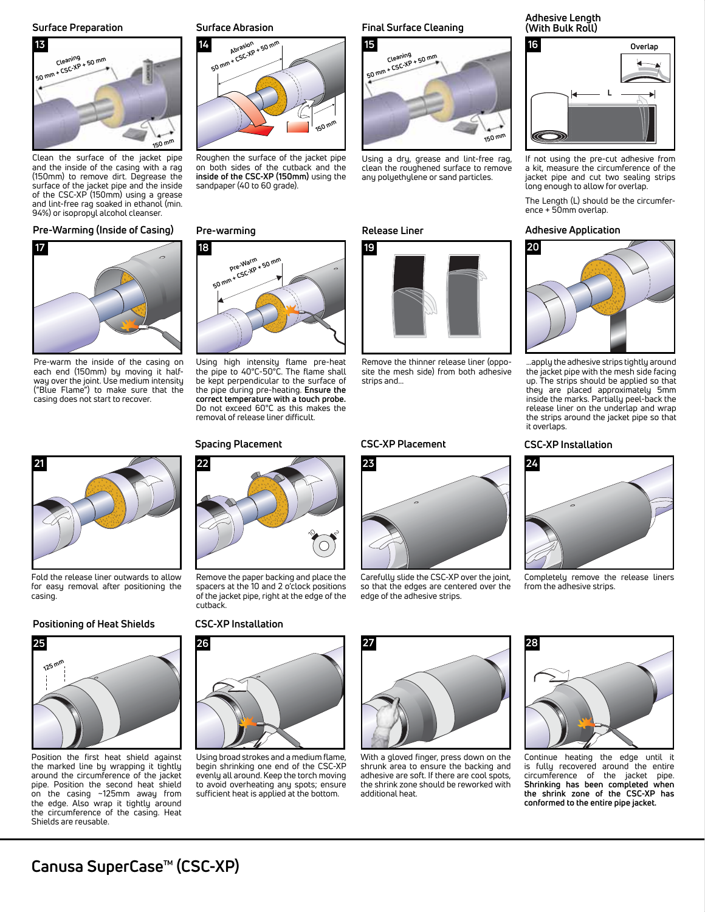## Surface Preparation

**13**

Clean the surface of the jacket pipe and the inside of the casing with a rag (150mm) to remove dirt. Degrease the surface of the jacket pipe and the inside of the CSC-XP (150mm) using a grease and lint-free rag soaked in ethanol (min. 94%) or isopropyl alcohol cleanser.

## Surface Abrasion

**14**

Roughen the surface of the jacket pipe on both sides of the cutback and the **inside of the CSC-XP (150mm)** using the sandpaper (40 to 60 grade).

## Final Surface Cleaning

**15**

Using a dry, grease and lint-free rag, clean the roughened surface to remove any polyethylene or sand particles.

## Adhesive Length (With Bulk Roll)

**16**

If not using the pre-cut adhesive from a kit, measure the circumference of the jacket pipe and cut two sealing strips long enough to allow for overlap.

The Length (L) should be the circumference + 50mm overlap.

## Pre-Warming (Inside of Casing)

**17**

Pre-warm the inside of the casing on each end (150mm) by moving it halfway over the joint. Use medium intensity ("Blue Flame") to make sure that the casing does not start to recover.

## Pre-warming

**18**

Using high intensity flame pre-heat the pipe to 40°C-50°C. The flame shall be kept perpendicular to the surface of the pipe during pre-heating. **Ensure the correct temperature with a touch probe.** Do not exceed 60°C as this makes the removal of release liner difficult.

## Release Liner

**19**

Remove the thinner release liner (opposite the mesh side) from both adhesive strips and...

## Adhesive Application

**20**

...apply the adhesive strips tightly around the jacket pipe with the mesh side facing up. The strips should be applied so that they are placed approximately 5mm inside the marks. Partially peel-back the release liner on the underlap and wrap the strips around the jacket pipe so that it overlaps.

**21**

Fold the release liner outwards to allow for easy removal after positioning the casing.

## Spacing Placement

**22**

Remove the paper backing and place the spacers at the 10 and 2 o'clock positions of the jacket pipe, right at the edge of the cutback.

## CSC-XP Placement

**23**

Carefully slide the CSC-XP over the joint, so that the edges are centered over the edge of the adhesive strips.

## CSC-XP Installation

**24**

Completely remove the release liners from the adhesive strips.

## Positioning of Heat Shields

**25**

Position the first heat shield against the marked line by wrapping it tightly around the circumference of the jacket pipe. Position the second heat shield on the casing ~125mm away from the edge. Also wrap it tightly around the circumference of the casing. Heat Shields are reusable.

## CSC-XP Installation

**26**

Using broad strokes and a medium flame, begin shrinking one end of the CSC-XP evenly all around. Keep the torch moving to avoid overheating any spots; ensure sufficient heat is applied at the bottom.

**27**

With a gloved finger, press down on the shrunk area to ensure the backing and adhesive are soft. If there are cool spots, the shrink zone should be reworked with additional heat.

**28**

Continue heating the edge until it is fully recovered around the entire circumference of the jacket pipe. **Shrinking has been completed when the shrink zone of the CSC-XP has conformed to the entire pipe jacket.**

# Canusa SuperCase™ (CSC-XP)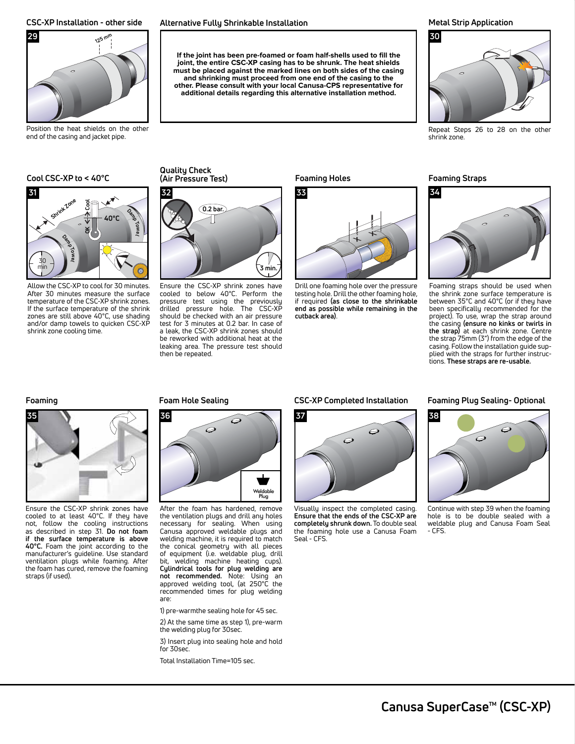## CSC-XP Installation - other side

Position the heat shields on the other end of the casing and jacket pipe.

## Alternative Fully Shrinkable Installation

**If the joint has been pre-foamed or foam half-shells used to fill the joint, the entire CSC-XP casing has to be shrunk. The heat shields must be placed against the marked lines on both sides of the casing and shrinking must proceed from one end of the casing to the other. Please consult with your local Canusa-CPS representative for additional details regarding this alternative installation method.**

## Metal Strip Application

Repeat Steps 26 to 28 on the other shrink zone.

## Cool CSC-XP to < 40°C

Allow the CSC-XP to cool for 30 minutes. After 30 minutes measure the surface temperature of the CSC-XP shrink zones. If the surface temperature of the shrink zones are still above 40°C, use shading and/or damp towels to quicken CSC-XP shrink zone cooling time.

## Quality Check (Air Pressure Test)

Ensure the CSC-XP shrink zones have cooled to below 40°C. Perform the pressure test using the previously drilled pressure hole. The CSC-XP should be checked with an air pressure test for 3 minutes at 0.2 bar. In case of a leak, the CSC-XP shrink zones should be reworked with additional heat at the leaking area. The pressure test should then be repeated.

## Foaming Holes

Drill one foaming hole over the pressure testing hole. Drill the other foaming hole, if required **(as close to the shrinkable end as possible while remaining in the cutback area)**.

## Foaming Straps

Foaming straps should be used when the shrink zone surface temperature is between 35°C and 40°C (or if they have been specifically recommended for the project). To use, wrap the strap around the casing **(ensure no kinks or twirls in the strap)** at each shrink zone. Centre the strap 75mm (3") from the edge of the casing. Follow the installation guide supplied with the straps for further instructions. **These straps are re-usable.**

## Foaming

Ensure the CSC-XP shrink zones have cooled to at least 40°C. If they have not, follow the cooling instructions as described in step 31. **Do not foam if the surface temperature is above 40°C.** Foam the joint according to the manufacturer's guideline. Use standard ventilation plugs while foaming. After the foam has cured, remove the foaming straps (if used).

## Foam Hole Sealing

After the foam has hardened, remove the ventilation plugs and drill any holes necessary for sealing. When using Canusa approved weldable plugs and welding machine, it is required to match the conical geometry with all pieces of equipment (i.e. weldable plug, drill bit, welding machine heating cups). **Cylindrical tools for plug welding are not recommended.** Note: Using an approved welding tool, (at 250°C the recommended times for plug welding are:

1) pre-warmthe sealing hole for 45 sec.

2) At the same time as step 1), pre-warm the welding plug for 30sec.

3) Insert plug into sealing hole and hold for 30sec.

Total Installation Time=105 sec.

## CSC-XP Completed Installation

Visually inspect the completed casing. **Ensure that the ends of the CSC-XP are completely shrunk down.** To double seal the foaming hole use a Canusa Foam Seal - CFS.

## Foaming Plug Sealing- Optional

Continue with step 39 when the foaming hole is to be double sealed with a weldable plug and Canusa Foam Seal - CFS.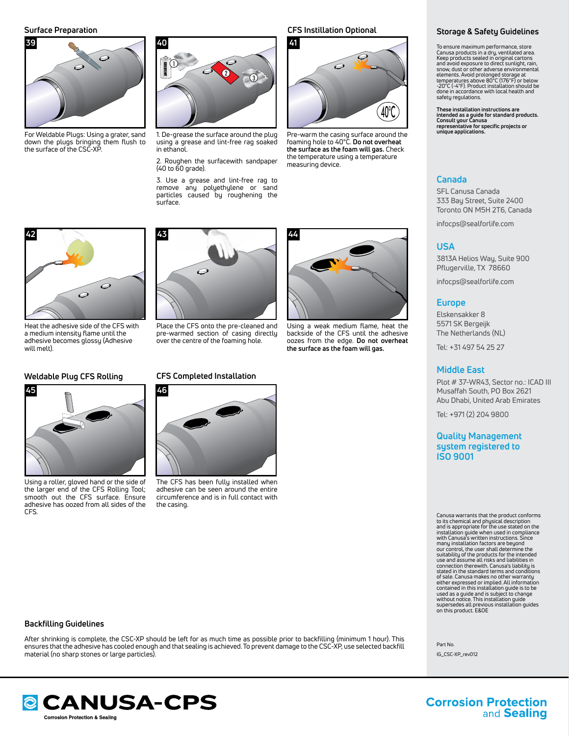## Surface Preparation

**39**

For Weldable Plugs: Using a grater, sand down the plugs bringing them flush to the surface of the CSC-XP.

**40**

1. De-grease the surface around the plug using a grease and lint-free rag soaked in ethanol.

2. Roughen the surfacewith sandpaper (40 to 60 grade).

3. Use a grease and lint-free rag to remove any polyethylene or sand particles caused by roughening the surface.

## CFS Instillation Optional

**41**

Pre-warm the casing surface around the foaming hole to 40°C. **Do not overheat the surface as the foam will gas.** Check the temperature using a temperature measuring device.

**42**

Heat the adhesive side of the CFS with a medium intensity flame until the adhesive becomes glossy (Adhesive will melt).

**43**

Place the CFS onto the pre-cleaned and pre-warmed section of casing directly over the centre of the foaming hole.

**44**

Using a weak medium flame, heat the backside of the CFS until the adhesive oozes from the edge. **Do not overheat the surface as the foam will gas.**

## Weldable Plug CFS Rolling

**45**

Using a roller, gloved hand or the side of the larger end of the CFS Rolling Tool; smooth out the CFS surface. Ensure adhesive has oozed from all sides of the CFS.

## CFS Completed Installation

**46**

The CFS has been fully installed when adhesive can be seen around the entire circumference and is in full contact with the casing.

## Backfilling Guidelines

After shrinking is complete, the CSC-XP should be left for as much time as possible prior to backfilling (minimum 1 hour). This ensures that the adhesive has cooled enough and that sealing is achieved. To prevent damage to the CSC-XP, use selected backfill material (no sharp stones or large particles).

## Storage & Safety Guidelines

To ensure maximum performance, store Canusa products in a dry, ventilated area. Keep products sealed in original cartons and avoid exposure to direct sunlight, rain, snow, dust or other adverse environmental elements. Avoid prolonged storage at temperatures above 80°C (176°F) or below -20°C (-4°F). Product installation should be done in accordance with local health and safety regulations.

**These installation instructions are intended as a guide for standard products. Consult your Canusa representative for specific projects or unique applications.**

## Canada

SFL Canusa Canada
333 Bay Street, Suite 2400
Toronto ON M5H 2T6, Canada

infocps@sealforlife.com

## USA

3813A Helios Way, Suite 900
Pflugerville, TX 78660

infocps@sealforlife.com

## Europe

Elskensakker 8
5571 SK Bergeijk
The Netherlands (NL)

Tel: +31 497 54 25 27

## Middle East

Plot # 37-WR43, Sector no.: ICAD III
Musaffah South, PO Box 2621
Abu Dhabi, United Arab Emirates

Tel: +971 (2) 204 9800

## Quality Management system registered to ISO 9001

Canusa warrants that the product conforms to its chemical and physical description and is appropriate for the use stated on the installation guide when used in compliance with Canusa's written instructions. Since many installation factors are beyond our control, the user shall determine the suitability of the products for the intended use and assume all risks and liabilities in connection therewith. Canusa's liability is stated in the standard terms and conditions of sale. Canusa makes no other warranty either expressed or implied. All information contained in this installation guide is to be used as a guide and is subject to change without notice. This installation guide supersedes all previous installation guides on this product. E&OE

Part No.
IG_CSC-XP_rev012

**CANUSA-CPS**
Corrosion Protection & Sealing

**Corrosion Protection and Sealing**